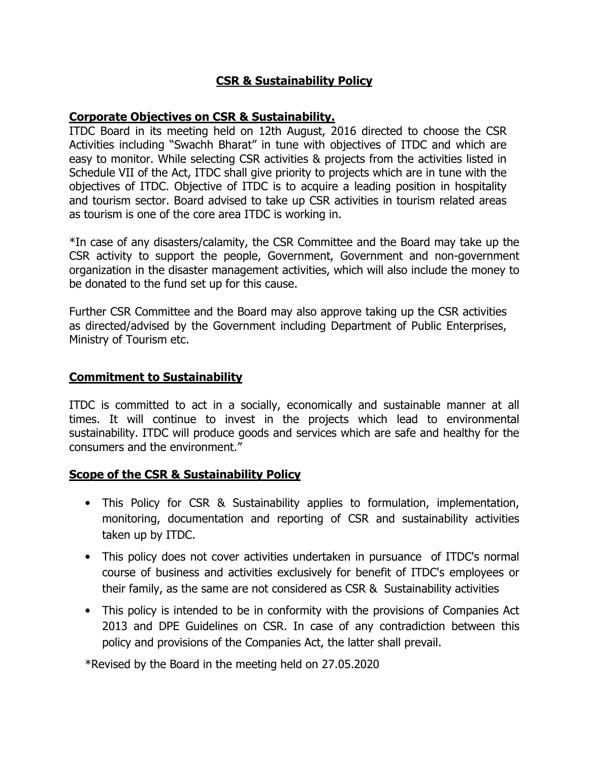# CSR & Sustainability Policy

## Corporate Objectives on CSR & Sustainability.

ITDC Board in its meeting held on 12th August, 2016 directed to choose the CSR Activities including "Swachh Bharat" in tune with objectives of ITDC and which are easy to monitor. While selecting CSR activities & projects from the activities listed in Schedule VII of the Act, ITDC shall give priority to projects which are in tune with the objectives of ITDC. Objective of ITDC is to acquire a leading position in hospitality and tourism sector. Board advised to take up CSR activities in tourism related areas as tourism is one of the core area ITDC is working in.

*In case of any disasters/calamity, the CSR Committee and the Board may take up the CSR activity to support the people, Government, Government and non-government organization in the disaster management activities, which will also include the money to be donated to the fund set up for this cause.

Further CSR Committee and the Board may also approve taking up the CSR activities as directed/advised by the Government including Department of Public Enterprises, Ministry of Tourism etc.

## Commitment to Sustainability

ITDC is committed to act in a socially, economically and sustainable manner at all times. It will continue to invest in the projects which lead to environmental sustainability. ITDC will produce goods and services which are safe and healthy for the consumers and the environment."

## Scope of the CSR & Sustainability Policy

- This Policy for CSR & Sustainability applies to formulation, implementation, monitoring, documentation and reporting of CSR and sustainability activities taken up by ITDC.
- This policy does not cover activities undertaken in pursuance of ITDC's normal course of business and activities exclusively for benefit of ITDC's employees or their family, as the same are not considered as CSR & Sustainability activities
- This policy is intended to be in conformity with the provisions of Companies Act 2013 and DPE Guidelines on CSR. In case of any contradiction between this policy and provisions of the Companies Act, the latter shall prevail.

*Revised by the Board in the meeting held on 27.05.2020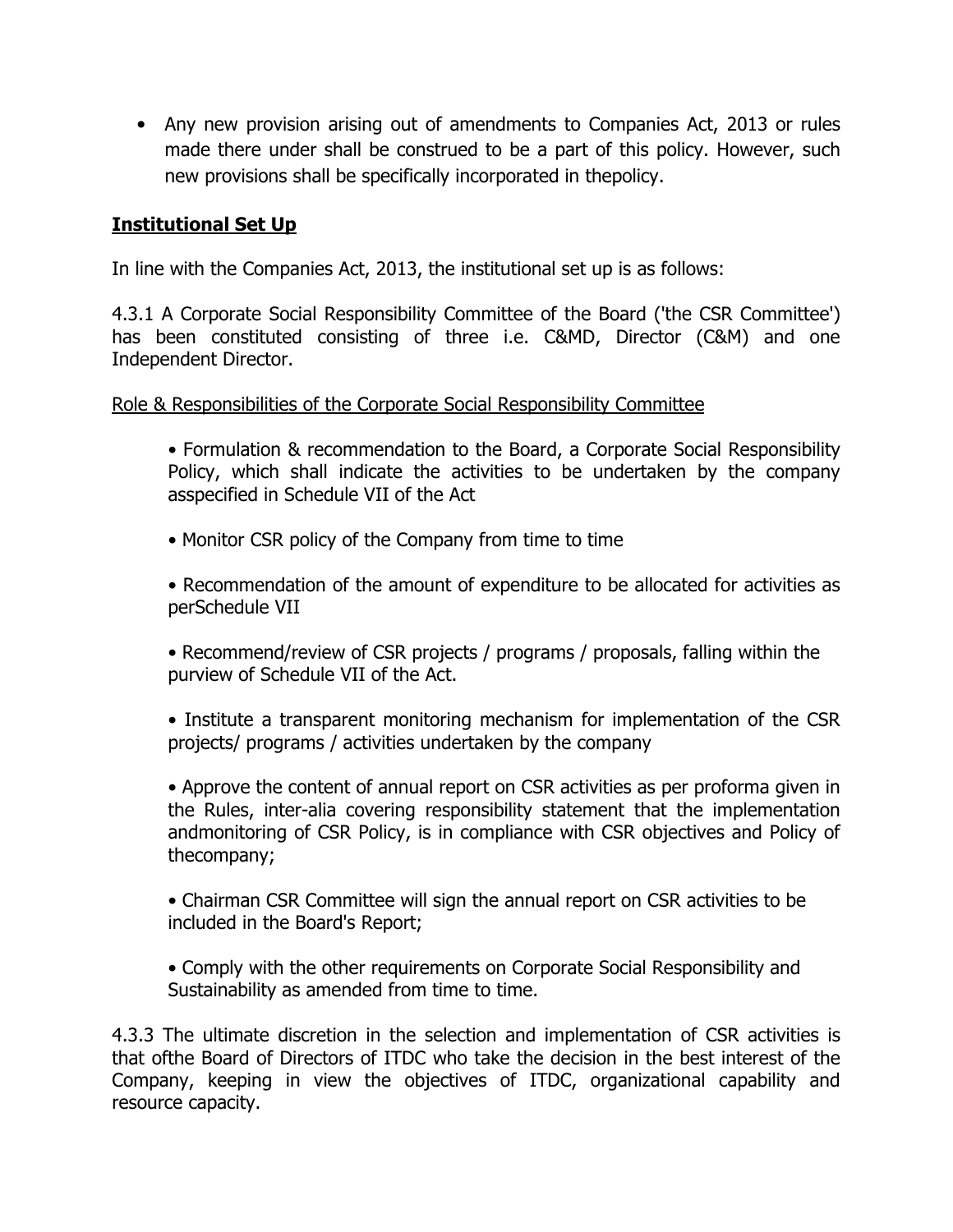- Any new provision arising out of amendments to Companies Act, 2013 or rules made there under shall be construed to be a part of this policy. However, such new provisions shall be specifically incorporated in thepolicy.

**Institutional Set Up**

In line with the Companies Act, 2013, the institutional set up is as follows:

4.3.1 A Corporate Social Responsibility Committee of the Board ('the CSR Committee') has been constituted consisting of three i.e. C&MD, Director (C&M) and one Independent Director.

Role & Responsibilities of the Corporate Social Responsibility Committee

- Formulation & recommendation to the Board, a Corporate Social Responsibility Policy, which shall indicate the activities to be undertaken by the company asspecified in Schedule VII of the Act
- Monitor CSR policy of the Company from time to time
- Recommendation of the amount of expenditure to be allocated for activities as perSchedule VII
- Recommend/review of CSR projects / programs / proposals, falling within the purview of Schedule VII of the Act.
- Institute a transparent monitoring mechanism for implementation of the CSR projects/ programs / activities undertaken by the company
- Approve the content of annual report on CSR activities as per proforma given in the Rules, inter-alia covering responsibility statement that the implementation andmonitoring of CSR Policy, is in compliance with CSR objectives and Policy of thecompany;
- Chairman CSR Committee will sign the annual report on CSR activities to be included in the Board's Report;
- Comply with the other requirements on Corporate Social Responsibility and Sustainability as amended from time to time.

4.3.3 The ultimate discretion in the selection and implementation of CSR activities is that ofthe Board of Directors of ITDC who take the decision in the best interest of the Company, keeping in view the objectives of ITDC, organizational capability and resource capacity.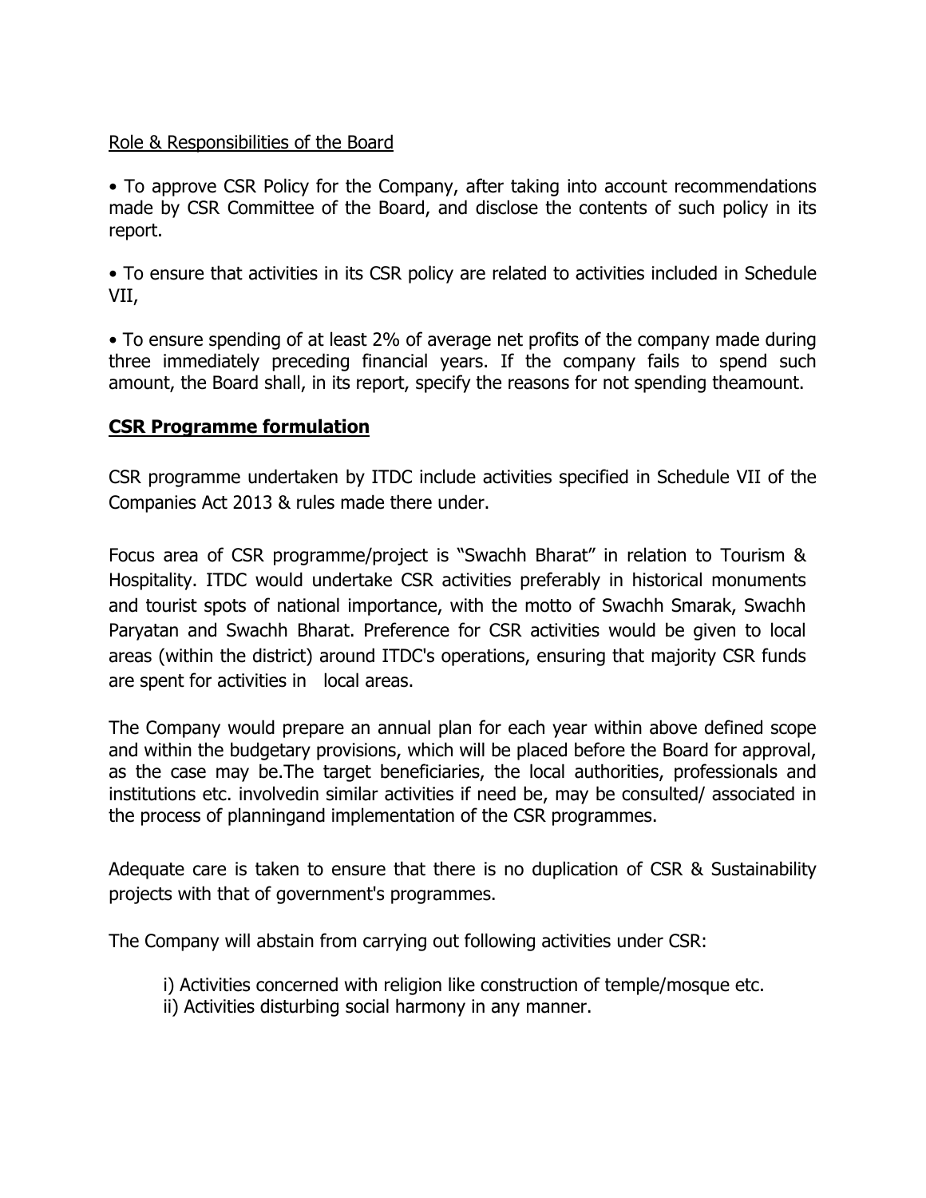Role & Responsibilities of the Board

- To approve CSR Policy for the Company, after taking into account recommendations made by CSR Committee of the Board, and disclose the contents of such policy in its report.

- To ensure that activities in its CSR policy are related to activities included in Schedule VII,

- To ensure spending of at least 2% of average net profits of the company made during three immediately preceding financial years. If the company fails to spend such amount, the Board shall, in its report, specify the reasons for not spending theamount.

## **CSR Programme formulation**

CSR programme undertaken by ITDC include activities specified in Schedule VII of the Companies Act 2013 & rules made there under.

Focus area of CSR programme/project is "Swachh Bharat" in relation to Tourism & Hospitality. ITDC would undertake CSR activities preferably in historical monuments and tourist spots of national importance, with the motto of Swachh Smarak, Swachh Paryatan and Swachh Bharat. Preference for CSR activities would be given to local areas (within the district) around ITDC's operations, ensuring that majority CSR funds are spent for activities in local areas.

The Company would prepare an annual plan for each year within above defined scope and within the budgetary provisions, which will be placed before the Board for approval, as the case may be.The target beneficiaries, the local authorities, professionals and institutions etc. involvedin similar activities if need be, may be consulted/ associated in the process of planningand implementation of the CSR programmes.

Adequate care is taken to ensure that there is no duplication of CSR & Sustainability projects with that of government's programmes.

The Company will abstain from carrying out following activities under CSR:

i) Activities concerned with religion like construction of temple/mosque etc.
ii) Activities disturbing social harmony in any manner.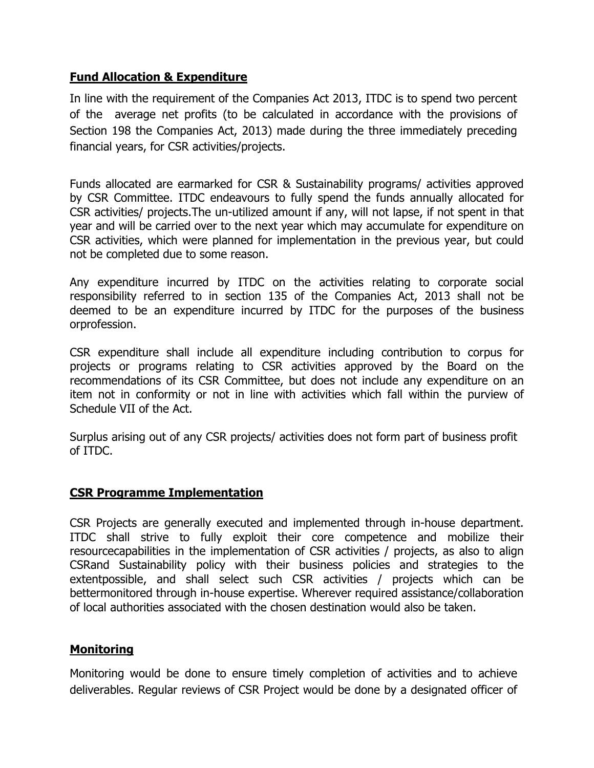## Fund Allocation & Expenditure

In line with the requirement of the Companies Act 2013, ITDC is to spend two percent of the average net profits (to be calculated in accordance with the provisions of Section 198 the Companies Act, 2013) made during the three immediately preceding financial years, for CSR activities/projects.

Funds allocated are earmarked for CSR & Sustainability programs/ activities approved by CSR Committee. ITDC endeavours to fully spend the funds annually allocated for CSR activities/ projects.The un-utilized amount if any, will not lapse, if not spent in that year and will be carried over to the next year which may accumulate for expenditure on CSR activities, which were planned for implementation in the previous year, but could not be completed due to some reason.

Any expenditure incurred by ITDC on the activities relating to corporate social responsibility referred to in section 135 of the Companies Act, 2013 shall not be deemed to be an expenditure incurred by ITDC for the purposes of the business orprofession.

CSR expenditure shall include all expenditure including contribution to corpus for projects or programs relating to CSR activities approved by the Board on the recommendations of its CSR Committee, but does not include any expenditure on an item not in conformity or not in line with activities which fall within the purview of Schedule VII of the Act.

Surplus arising out of any CSR projects/ activities does not form part of business profit of ITDC.

## CSR Programme Implementation

CSR Projects are generally executed and implemented through in-house department. ITDC shall strive to fully exploit their core competence and mobilize their resourcecapabilities in the implementation of CSR activities / projects, as also to align CSRand Sustainability policy with their business policies and strategies to the extentpossible, and shall select such CSR activities / projects which can be bettermonitored through in-house expertise. Wherever required assistance/collaboration of local authorities associated with the chosen destination would also be taken.

## Monitoring

Monitoring would be done to ensure timely completion of activities and to achieve deliverables. Regular reviews of CSR Project would be done by a designated officer of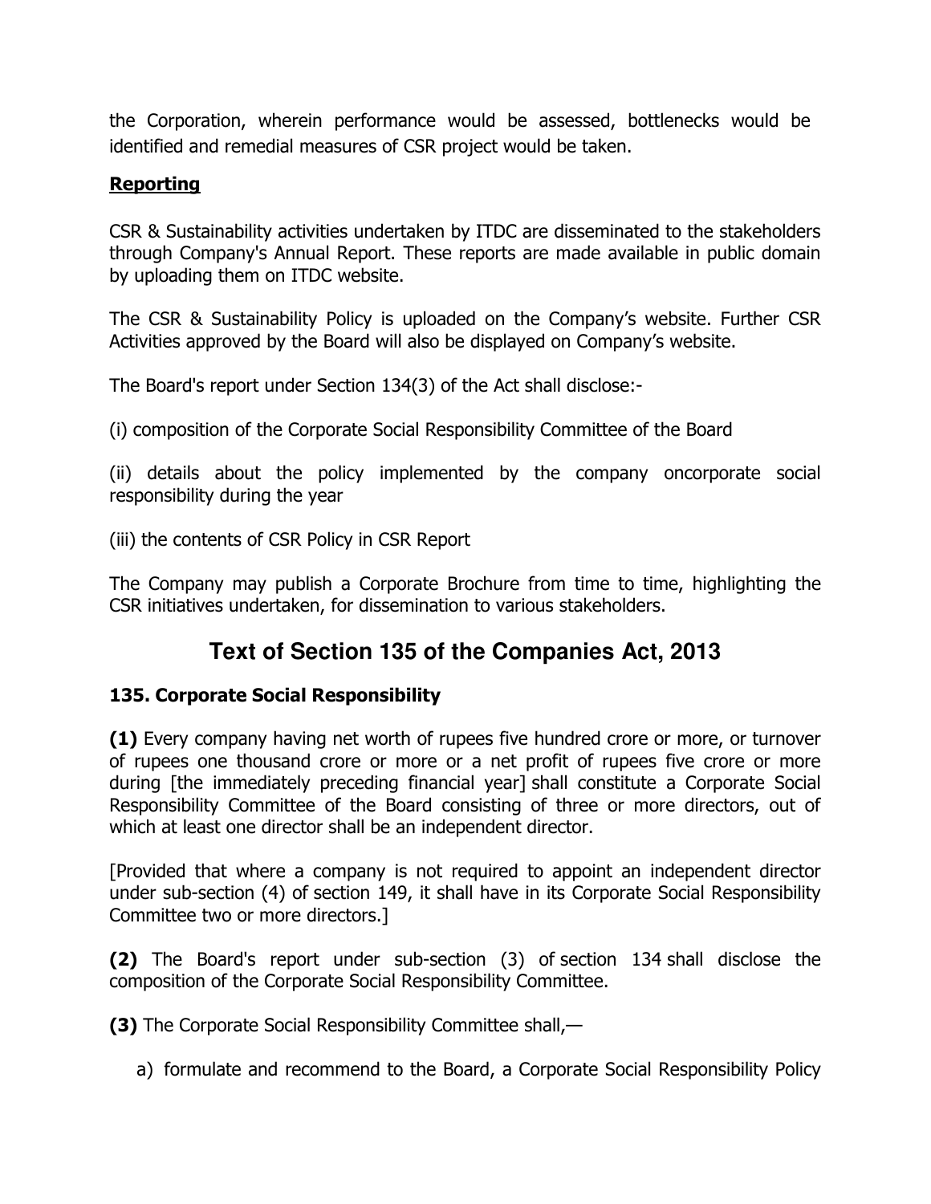the Corporation, wherein performance would be assessed, bottlenecks would be identified and remedial measures of CSR project would be taken.

**Reporting**

CSR & Sustainability activities undertaken by ITDC are disseminated to the stakeholders through Company's Annual Report. These reports are made available in public domain by uploading them on ITDC website.

The CSR & Sustainability Policy is uploaded on the Company's website. Further CSR Activities approved by the Board will also be displayed on Company's website.

The Board's report under Section 134(3) of the Act shall disclose:-

(i) composition of the Corporate Social Responsibility Committee of the Board

(ii) details about the policy implemented by the company oncorporate social responsibility during the year

(iii) the contents of CSR Policy in CSR Report

The Company may publish a Corporate Brochure from time to time, highlighting the CSR initiatives undertaken, for dissemination to various stakeholders.

## Text of Section 135 of the Companies Act, 2013

### 135. Corporate Social Responsibility

**(1)** Every company having net worth of rupees five hundred crore or more, or turnover of rupees one thousand crore or more or a net profit of rupees five crore or more during [the immediately preceding financial year] shall constitute a Corporate Social Responsibility Committee of the Board consisting of three or more directors, out of which at least one director shall be an independent director.

[Provided that where a company is not required to appoint an independent director under sub-section (4) of section 149, it shall have in its Corporate Social Responsibility Committee two or more directors.]

**(2)** The Board's report under sub-section (3) of section 134 shall disclose the composition of the Corporate Social Responsibility Committee.

**(3)** The Corporate Social Responsibility Committee shall,—

a) formulate and recommend to the Board, a Corporate Social Responsibility Policy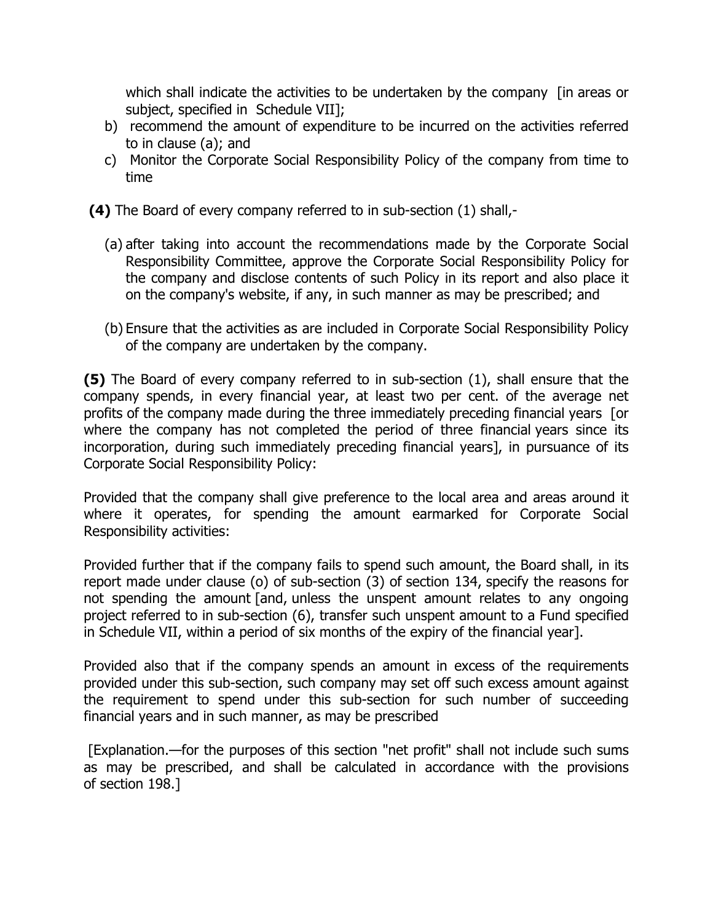which shall indicate the activities to be undertaken by the company [in areas or subject, specified in Schedule VII];

b) recommend the amount of expenditure to be incurred on the activities referred to in clause (a); and

c) Monitor the Corporate Social Responsibility Policy of the company from time to time

**(4)** The Board of every company referred to in sub-section (1) shall,-

(a) after taking into account the recommendations made by the Corporate Social Responsibility Committee, approve the Corporate Social Responsibility Policy for the company and disclose contents of such Policy in its report and also place it on the company's website, if any, in such manner as may be prescribed; and

(b) Ensure that the activities as are included in Corporate Social Responsibility Policy of the company are undertaken by the company.

**(5)** The Board of every company referred to in sub-section (1), shall ensure that the company spends, in every financial year, at least two per cent. of the average net profits of the company made during the three immediately preceding financial years [or where the company has not completed the period of three financial years since its incorporation, during such immediately preceding financial years], in pursuance of its Corporate Social Responsibility Policy:

Provided that the company shall give preference to the local area and areas around it where it operates, for spending the amount earmarked for Corporate Social Responsibility activities:

Provided further that if the company fails to spend such amount, the Board shall, in its report made under clause (o) of sub-section (3) of section 134, specify the reasons for not spending the amount [and, unless the unspent amount relates to any ongoing project referred to in sub-section (6), transfer such unspent amount to a Fund specified in Schedule VII, within a period of six months of the expiry of the financial year].

Provided also that if the company spends an amount in excess of the requirements provided under this sub-section, such company may set off such excess amount against the requirement to spend under this sub-section for such number of succeeding financial years and in such manner, as may be prescribed

[Explanation.—for the purposes of this section "net profit" shall not include such sums as may be prescribed, and shall be calculated in accordance with the provisions of section 198.]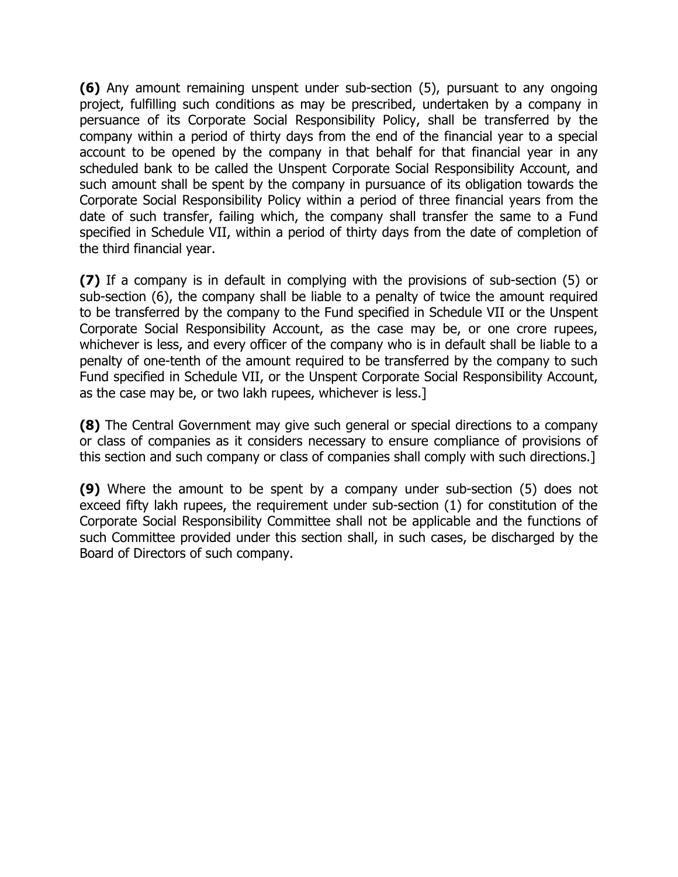**(6)** Any amount remaining unspent under sub-section (5), pursuant to any ongoing project, fulfilling such conditions as may be prescribed, undertaken by a company in persuance of its Corporate Social Responsibility Policy, shall be transferred by the company within a period of thirty days from the end of the financial year to a special account to be opened by the company in that behalf for that financial year in any scheduled bank to be called the Unspent Corporate Social Responsibility Account, and such amount shall be spent by the company in pursuance of its obligation towards the Corporate Social Responsibility Policy within a period of three financial years from the date of such transfer, failing which, the company shall transfer the same to a Fund specified in Schedule VII, within a period of thirty days from the date of completion of the third financial year.

**(7)** If a company is in default in complying with the provisions of sub-section (5) or sub-section (6), the company shall be liable to a penalty of twice the amount required to be transferred by the company to the Fund specified in Schedule VII or the Unspent Corporate Social Responsibility Account, as the case may be, or one crore rupees, whichever is less, and every officer of the company who is in default shall be liable to a penalty of one-tenth of the amount required to be transferred by the company to such Fund specified in Schedule VII, or the Unspent Corporate Social Responsibility Account, as the case may be, or two lakh rupees, whichever is less.]

**(8)** The Central Government may give such general or special directions to a company or class of companies as it considers necessary to ensure compliance of provisions of this section and such company or class of companies shall comply with such directions.]

**(9)** Where the amount to be spent by a company under sub-section (5) does not exceed fifty lakh rupees, the requirement under sub-section (1) for constitution of the Corporate Social Responsibility Committee shall not be applicable and the functions of such Committee provided under this section shall, in such cases, be discharged by the Board of Directors of such company.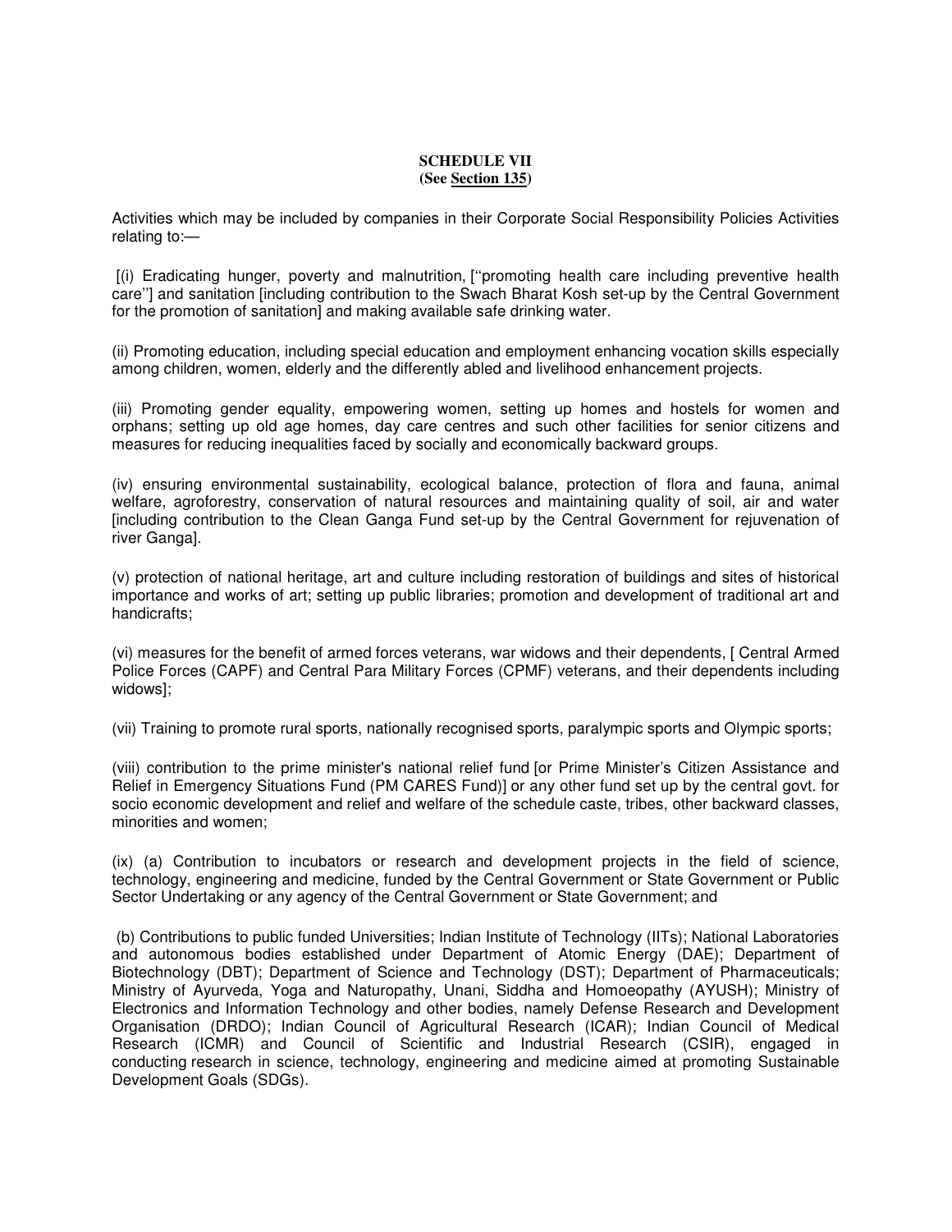**SCHEDULE VII**
**(See Section 135)**

Activities which may be included by companies in their Corporate Social Responsibility Policies Activities relating to:—

[(i) Eradicating hunger, poverty and malnutrition, [''promoting health care including preventive health care''] and sanitation [including contribution to the Swach Bharat Kosh set-up by the Central Government for the promotion of sanitation] and making available safe drinking water.

(ii) Promoting education, including special education and employment enhancing vocation skills especially among children, women, elderly and the differently abled and livelihood enhancement projects.

(iii) Promoting gender equality, empowering women, setting up homes and hostels for women and orphans; setting up old age homes, day care centres and such other facilities for senior citizens and measures for reducing inequalities faced by socially and economically backward groups.

(iv) ensuring environmental sustainability, ecological balance, protection of flora and fauna, animal welfare, agroforestry, conservation of natural resources and maintaining quality of soil, air and water [including contribution to the Clean Ganga Fund set-up by the Central Government for rejuvenation of river Ganga].

(v) protection of national heritage, art and culture including restoration of buildings and sites of historical importance and works of art; setting up public libraries; promotion and development of traditional art and handicrafts;

(vi) measures for the benefit of armed forces veterans, war widows and their dependents, [ Central Armed Police Forces (CAPF) and Central Para Military Forces (CPMF) veterans, and their dependents including widows];

(vii) Training to promote rural sports, nationally recognised sports, paralympic sports and Olympic sports;

(viii) contribution to the prime minister's national relief fund [or Prime Minister's Citizen Assistance and Relief in Emergency Situations Fund (PM CARES Fund)] or any other fund set up by the central govt. for socio economic development and relief and welfare of the schedule caste, tribes, other backward classes, minorities and women;

(ix) (a) Contribution to incubators or research and development projects in the field of science, technology, engineering and medicine, funded by the Central Government or State Government or Public Sector Undertaking or any agency of the Central Government or State Government; and

(b) Contributions to public funded Universities; Indian Institute of Technology (IITs); National Laboratories and autonomous bodies established under Department of Atomic Energy (DAE); Department of Biotechnology (DBT); Department of Science and Technology (DST); Department of Pharmaceuticals; Ministry of Ayurveda, Yoga and Naturopathy, Unani, Siddha and Homoeopathy (AYUSH); Ministry of Electronics and Information Technology and other bodies, namely Defense Research and Development Organisation (DRDO); Indian Council of Agricultural Research (ICAR); Indian Council of Medical Research (ICMR) and Council of Scientific and Industrial Research (CSIR), engaged in conducting research in science, technology, engineering and medicine aimed at promoting Sustainable Development Goals (SDGs).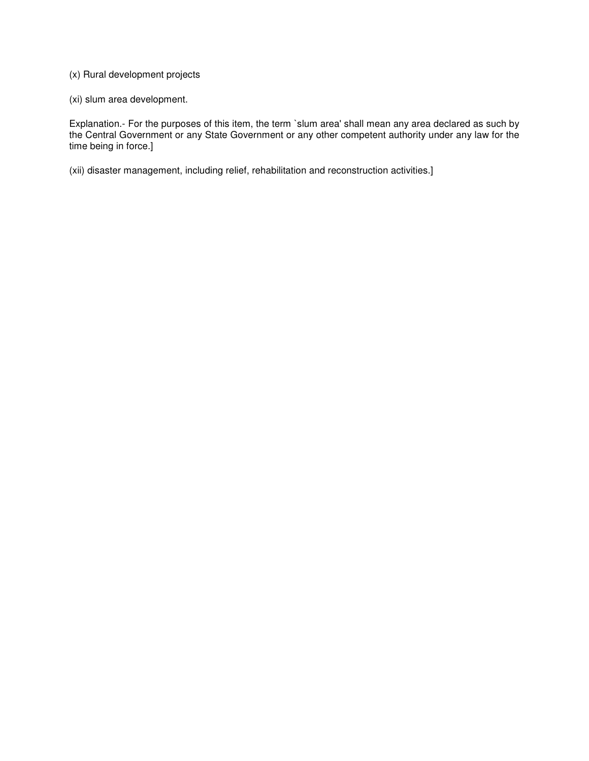(x) Rural development projects

(xi) slum area development.

Explanation.- For the purposes of this item, the term `slum area' shall mean any area declared as such by the Central Government or any State Government or any other competent authority under any law for the time being in force.]

(xii) disaster management, including relief, rehabilitation and reconstruction activities.]